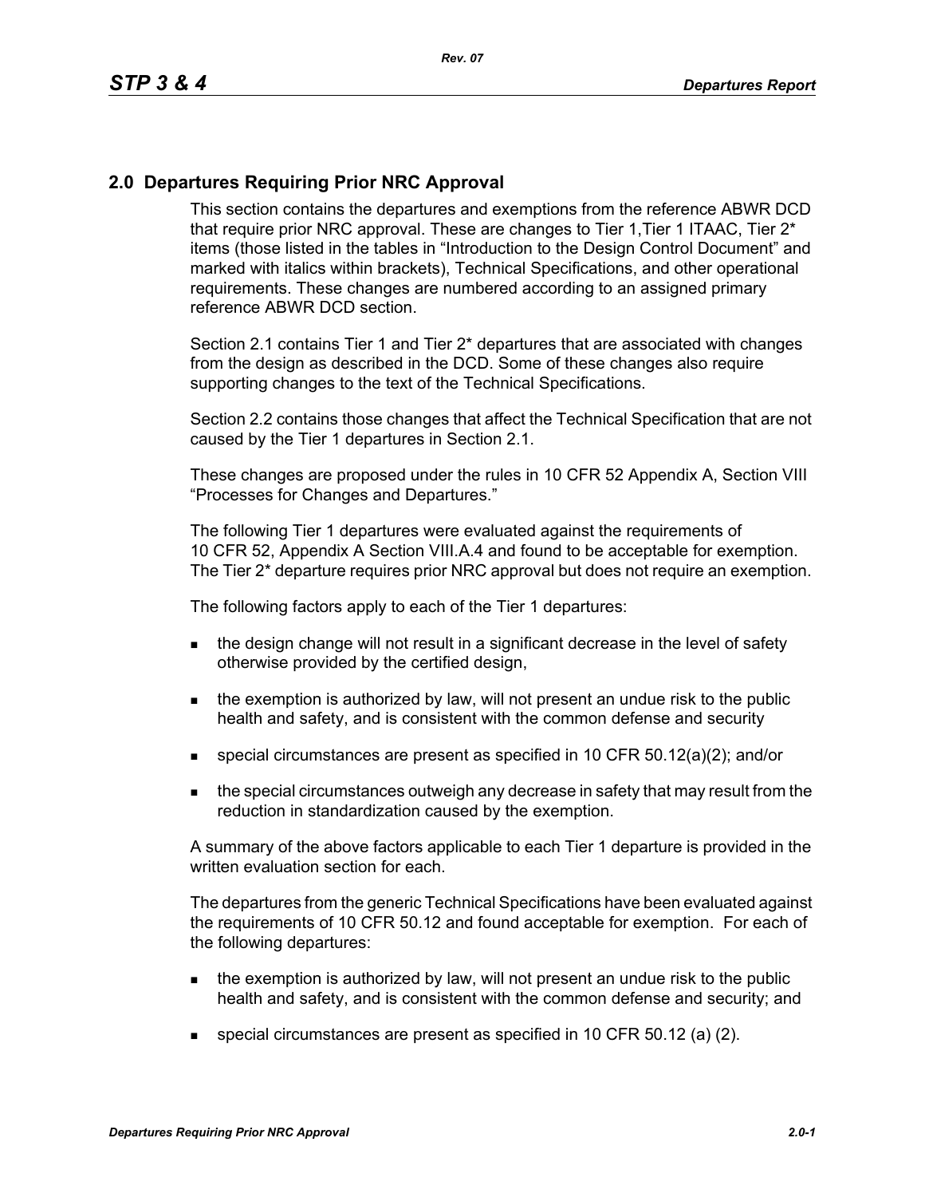## 2.0 Departures Requiring Prior NRC Approval

This section contains the departures and exemptions from the reference ABWR DCD that require prior NRC approval. These are changes to Tier 1,Tier 1 ITAAC, Tier 2* items (those listed in the tables in "Introduction to the Design Control Document" and marked with italics within brackets), Technical Specifications, and other operational requirements. These changes are numbered according to an assigned primary reference ABWR DCD section.

Section 2.1 contains Tier 1 and Tier 2* departures that are associated with changes from the design as described in the DCD. Some of these changes also require supporting changes to the text of the Technical Specifications.

Section 2.2 contains those changes that affect the Technical Specification that are not caused by the Tier 1 departures in Section 2.1.

These changes are proposed under the rules in 10 CFR 52 Appendix A, Section VIII "Processes for Changes and Departures."

The following Tier 1 departures were evaluated against the requirements of 10 CFR 52, Appendix A Section VIII.A.4 and found to be acceptable for exemption. The Tier 2* departure requires prior NRC approval but does not require an exemption.

The following factors apply to each of the Tier 1 departures:

- the design change will not result in a significant decrease in the level of safety otherwise provided by the certified design,
- the exemption is authorized by law, will not present an undue risk to the public health and safety, and is consistent with the common defense and security
- special circumstances are present as specified in 10 CFR 50.12(a)(2); and/or
- the special circumstances outweigh any decrease in safety that may result from the reduction in standardization caused by the exemption.

A summary of the above factors applicable to each Tier 1 departure is provided in the written evaluation section for each.

The departures from the generic Technical Specifications have been evaluated against the requirements of 10 CFR 50.12 and found acceptable for exemption. For each of the following departures:

- the exemption is authorized by law, will not present an undue risk to the public health and safety, and is consistent with the common defense and security; and
- special circumstances are present as specified in 10 CFR 50.12 (a) (2).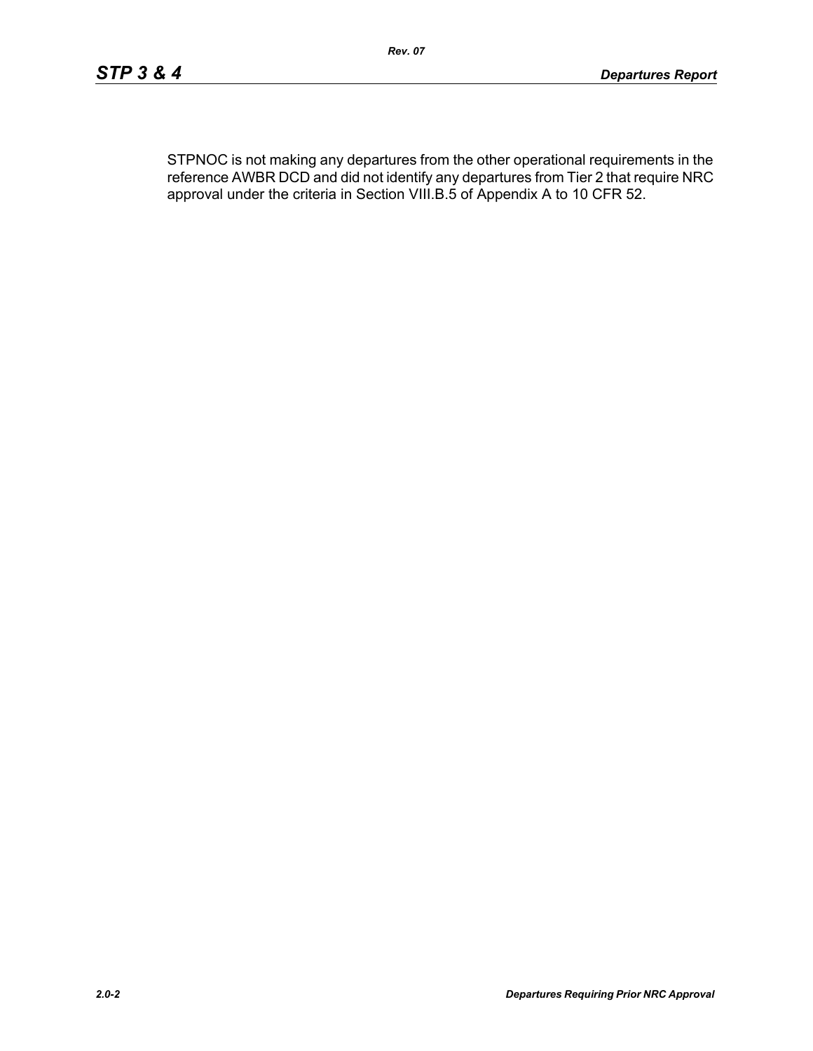STPNOC is not making any departures from the other operational requirements in the reference AWBR DCD and did not identify any departures from Tier 2 that require NRC approval under the criteria in Section VIII.B.5 of Appendix A to 10 CFR 52.